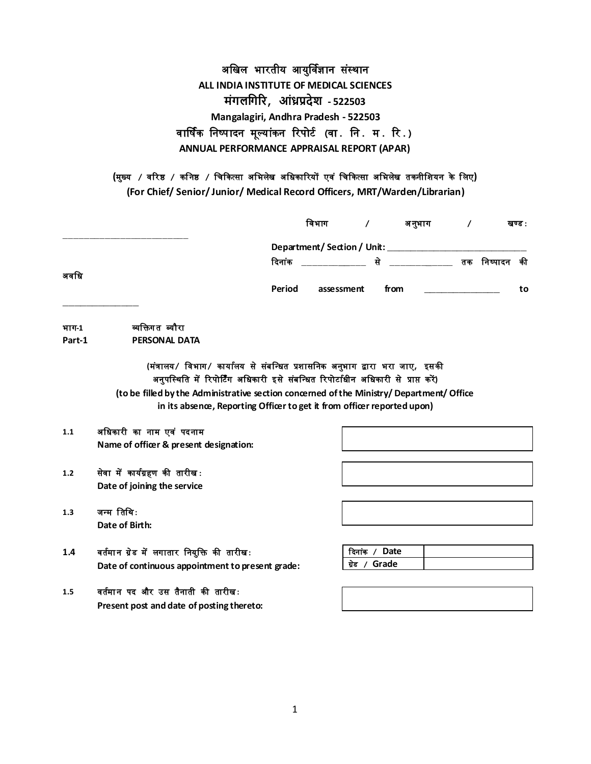# अखिल भारतीय आयुर्विज्ञान संस्थान

# ALL INDIA INSTITUTE OF MEDICAL SCIENCES

## मंगलगिरि, आंध्रप्रदेश - 522503

## Mangalagiri, Andhra Pradesh - 522503

## वार्षिक निष्पादन मूल्यांकन रिपोर्ट (वा. नि. म. रि.)

## ANNUAL PERFORMANCE APPRAISAL REPORT (APAR)

**(मुख्य / वरिष्ठ / कनिष्ठ / चिकित्सा अभिलेख अधिकारियों एवं चिकित्सा अभिलेख तकनीशियन के लिए)**

**(For Chief/ Senior/ Junior/ Medical Record Officers, MRT/Warden/Librarian)**

विभाग / अनुभाग / खण्ड: ____________________________

**Department/ Section / Unit:** ____________________________

दिनांक ______________ से ______________ तक निष्पादन की अवधि

**Period assessment from** ______________ **to** ______________

**भाग-1** व्यक्तिगत ब्यौरा

**Part-1 PERSONAL DATA**

(मंत्रालय/ विभाग/ कार्यालय से संबन्धित प्रशासनिक अनुभाग द्वारा भरा जाए, इसकी अनुपस्थिति में रिपोर्टिंग अधिकारी इसे संबन्धित रिपोर्टाधीन अधिकारी से प्राप्त करें)

**(to be filled by the Administrative section concerned of the Ministry/ Department/ Office in its absence, Reporting Officer to get it from officer reported upon)**

**1.1** अधिकारी का नाम एवं पदनाम
**Name of officer & present designation:**

| |
|---|
| |

**1.2** सेवा में कार्यग्रहण की तारीख:
**Date of joining the service**

| |
|---|
| |

**1.3** जन्म तिथि:
**Date of Birth:**

| |
|---|
| |

**1.4** वर्तमान ग्रेड में लगातार नियुक्ति की तारीख:
**Date of continuous appointment to present grade:**

| | |
|---|---|
| दिनांक / **Date** | |
| ग्रेड / **Grade** | |

**1.5** वर्तमान पद और उस तैनाती की तारीख:
**Present post and date of posting thereto:**

| |
|---|
| |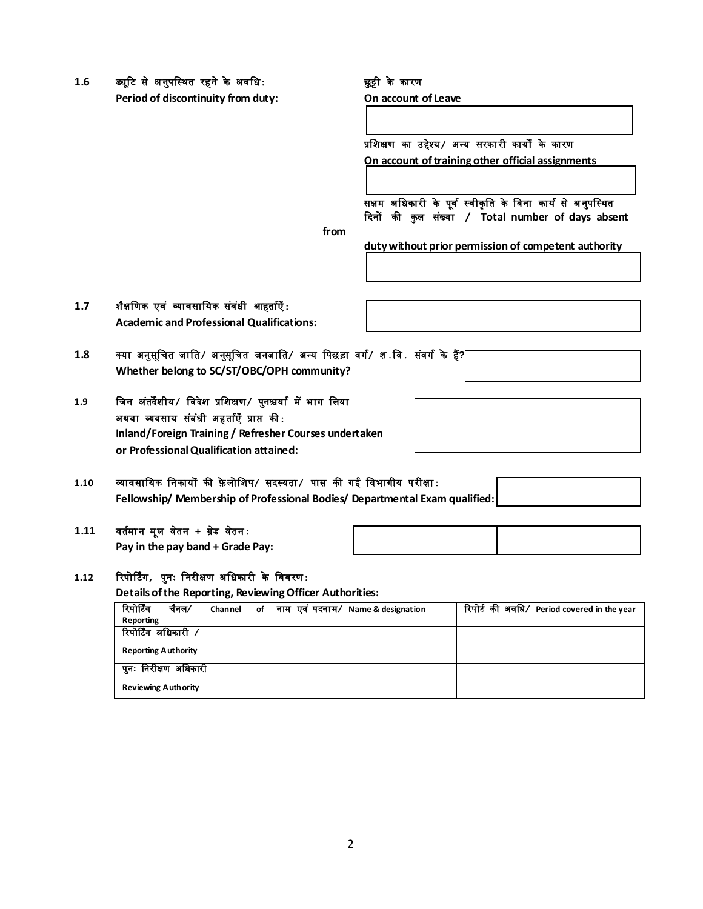**1.6** ड्यूटि से अनुपस्थित रहने के अवधि:
**Period of discontinuity from duty:**

छुट्टी के कारण
**On account of Leave**

प्रशिक्षण का उद्देश्य/ अन्य सरकारी कार्यों के कारण
**On account of training other official assignments**

सक्षम अधिकारी के पूर्व स्वीकृति के बिना कार्य से अनुपस्थित दिनों की कुल संख्या / **Total number of days absent from duty without prior permission of competent authority**

**1.7** शैक्षणिक एवं व्यावसायिक संबंधी आहर्ताएँ:
**Academic and Professional Qualifications:**

**1.8** क्या अनुसूचित जाति/ अनुसूचित जनजाति/ अन्य पिछड़ा वर्ग/ श.वि. संवर्ग के हैं?
**Whether belong to SC/ST/OBC/OPH community?**

**1.9** जिन अंतर्देशीय/ विदेश प्रशिक्षण/ पुनश्चर्या में भाग लिया अथवा व्यवसाय संबंधी अहर्ताएँ प्राप्त की:
**Inland/Foreign Training / Refresher Courses undertaken or Professional Qualification attained:**

**1.10** व्यावसायिक निकायों की फ़ेलोशिप/ सदस्यता/ पास की गई विभागीय परीक्षा:
**Fellowship/ Membership of Professional Bodies/ Departmental Exam qualified:**

**1.11** वर्तमान मूल वेतन + ग्रेड वेतन:
**Pay in the pay band + Grade Pay:**

**1.12** रिपोर्टिंग, पुनः निरीक्षण अधिकारी के विवरण:
**Details of the Reporting, Reviewing Officer Authorities:**

| रिपोर्टिंग चैनल/ Channel of Reporting | नाम एवं पदनाम/ Name & designation | रिपोर्ट की अवधि/ Period covered in the year |
|---|---|---|
| रिपोर्टिंग अधिकारी / Reporting Authority | | |
| पुनः निरीक्षण अधिकारी Reviewing Authority | | |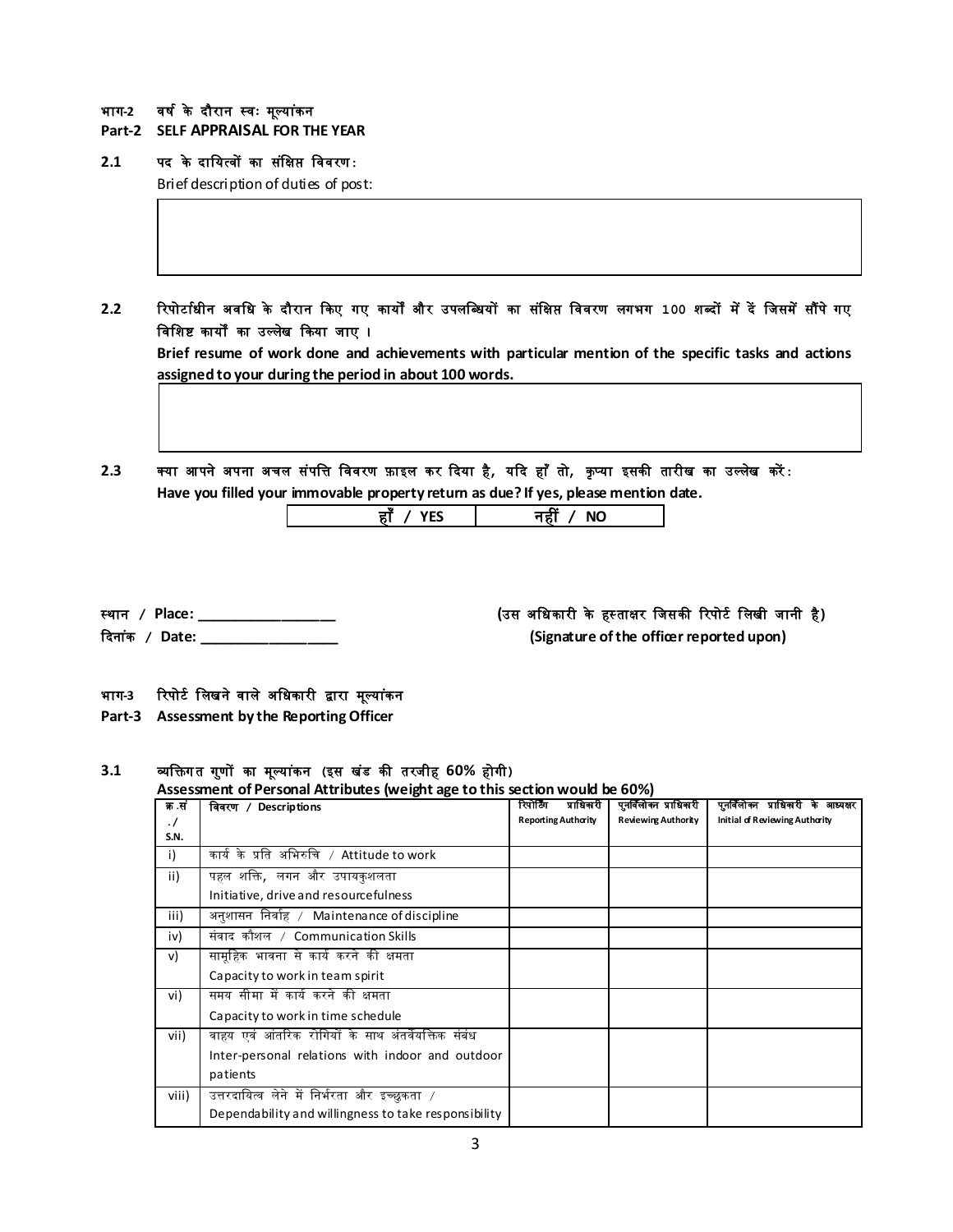## भाग-2 वर्ष के दौरान स्वः मूल्यांकन
## Part-2 SELF APPRAISAL FOR THE YEAR

**2.1** **पद के दायित्वों का संक्षिप्त विवरण:**

Brief description of duties of post:

| |
|---|
| |

**2.2** **रिपोर्टाधीन अवधि के दौरान किए गए कार्यों और उपलब्धियों का संक्षिप्त विवरण लगभग 100 शब्दों में दें जिसमें सौंपे गए विशिष्ट कार्यों का उल्लेख किया जाए।**

**Brief resume of work done and achievements with particular mention of the specific tasks and actions assigned to your during the period in about 100 words.**

| |
|---|
| |

**2.3** **क्या आपने अपना अचल संपत्ति विवरण फ़ाइल कर दिया है, यदि हाँ तो, कृप्या इसकी तारीख का उल्लेख करें:**

**Have you filled your immovable property return as due? If yes, please mention date.**

| **हाँ / YES** | **नहीं / NO** |
|---|---|

**स्थान / Place: \_\_\_\_\_\_\_\_\_\_\_\_\_\_\_\_\_\_**

**दिनांक / Date: \_\_\_\_\_\_\_\_\_\_\_\_\_\_\_\_\_\_**

**(उस अधिकारी के हस्ताक्षर जिसकी रिपोर्ट लिखी जानी है)**

**(Signature of the officer reported upon)**

## भाग-3 रिपोर्ट लिखने वाले अधिकारी द्वारा मूल्यांकन
## Part-3 Assessment by the Reporting Officer

**3.1** **व्यक्तिगत गुणों का मूल्यांकन (इस खंड की तरजीह 60% होगी)**

**Assessment of Personal Attributes (weight age to this section would be 60%)**

| क्र.सं./ S.N. | विवरण / Descriptions | रिपोर्टिंग प्राधिकारी Reporting Authority | पुनर्विलोकन प्राधिकारी Reviewing Authority | पुनर्विलोकन प्राधिकारी के आद्यक्षर Initial of Reviewing Authority |
|---|---|---|---|---|
| i) | कार्य के प्रति अभिरुचि / Attitude to work | | | |
| ii) | पहल शक्ति, लगन और उपायकुशलता Initiative, drive and resourcefulness | | | |
| iii) | अनुशासन निर्वाह / Maintenance of discipline | | | |
| iv) | संवाद कौशल / Communication Skills | | | |
| v) | सामूहिक भावना से कार्य करने की क्षमता Capacity to work in team spirit | | | |
| vi) | समय सीमा में कार्य करने की क्षमता Capacity to work in time schedule | | | |
| vii) | वाह्य एवं आंतरिक रोगियों के साथ अंतर्वैयक्तिक संबंध Inter-personal relations with indoor and outdoor patients | | | |
| viii) | उत्तरदायित्व लेने में निर्भरता और इच्छुकता / Dependability and willingness to take responsibility | | | |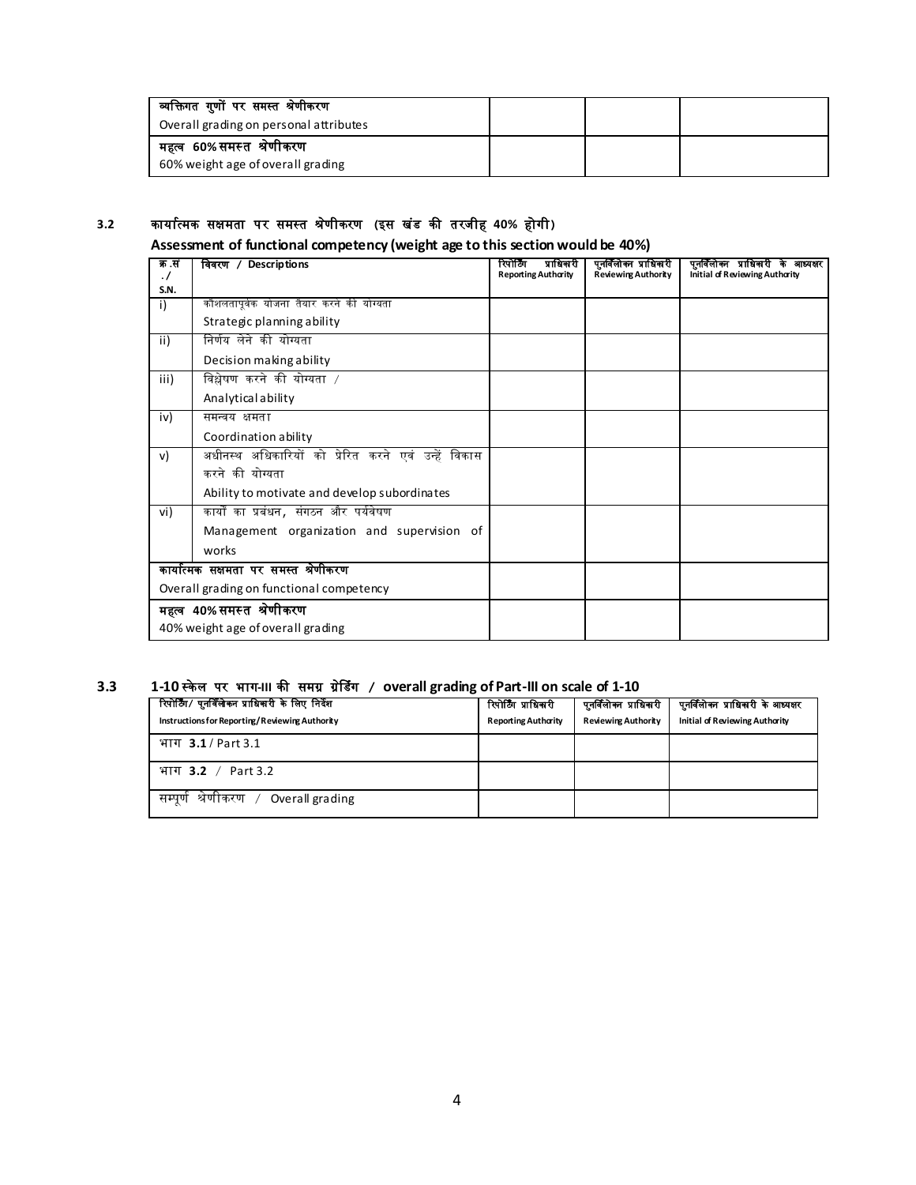| | | | |
|---|---|---|---|
| व्यक्तिगत गुणों पर समस्त श्रेणीकरण<br>Overall grading on personal attributes | | | |
| महत्व 60% समस्त श्रेणीकरण<br>60% weight age of overall grading | | | |

### 3.2 कार्यात्मक सक्षमता पर समस्त श्रेणीकरण (इस खंड की तरजीह 40% होगी)

**Assessment of functional competency (weight age to this section would be 40%)**

| क्र.सं./ S.N. | विवरण / Descriptions | रिपोर्टिंग प्राधिकारी Reporting Authority | पुनर्विलोकन प्राधिकारी Reviewing Authority | पुनर्विलोकन प्राधिकारी के आद्यक्षर Initial of Reviewing Authority |
|---|---|---|---|---|
| i) | कौशलतापूर्वक योजना तैयार करने की योग्यता<br>Strategic planning ability | | | |
| ii) | निर्णय लेने की योग्यता<br>Decision making ability | | | |
| iii) | विश्लेषण करने की योग्यता /<br>Analytical ability | | | |
| iv) | समन्वय क्षमता<br>Coordination ability | | | |
| v) | अधीनस्थ अधिकारियों को प्रेरित करने एवं उन्हें विकास करने की योग्यता<br>Ability to motivate and develop subordinates | | | |
| vi) | कार्यों का प्रबंधन, संगठन और पर्यवेषण<br>Management organization and supervision of works | | | |
| कार्यात्मक सक्षमता पर समस्त श्रेणीकरण<br>Overall grading on functional competency | | | | |
| महत्व 40% समस्त श्रेणीकरण<br>40% weight age of overall grading | | | | |

### 3.3 1-10 स्केल पर भाग-III की समग्र ग्रेडिंग / overall grading of Part-III on scale of 1-10

| रिपोर्टिंग/ पुनर्विलोकन प्राधिकारी के लिए निर्देश Instructions for Reporting/Reviewing Authority | रिपोर्टिंग प्राधिकारी Reporting Authority | पुनर्विलोकन प्राधिकारी Reviewing Authority | पुनर्विलोकन प्राधिकारी के आद्यक्षर Initial of Reviewing Authority |
|---|---|---|---|
| भाग **3.1** / Part 3.1 | | | |
| भाग **3.2** / Part 3.2 | | | |
| सम्पूर्ण श्रेणीकरण / Overall grading | | | |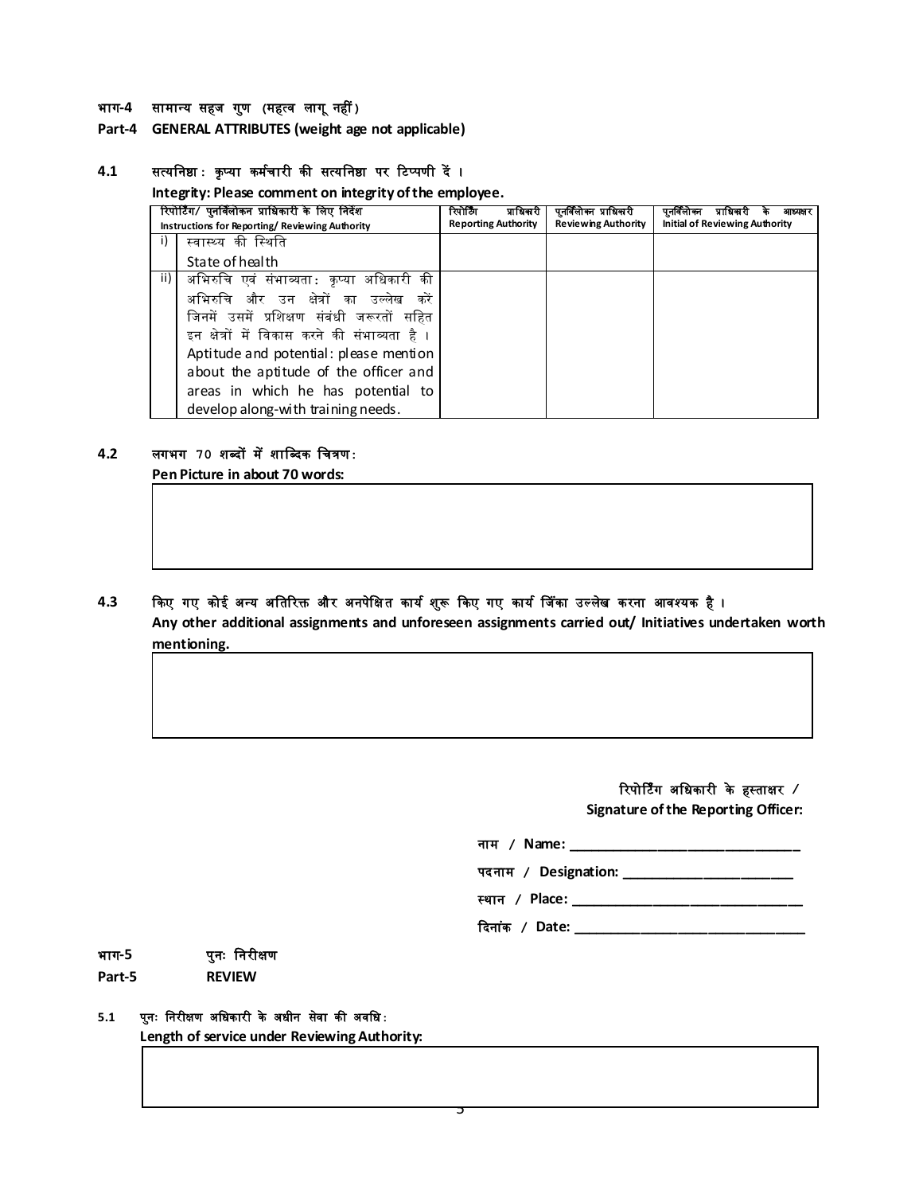भाग-4 सामान्य सहज गुण (महत्व लागू नहीं)

**Part-4 GENERAL ATTRIBUTES (weight age not applicable)**

**4.1 सत्यनिष्ठा : कृप्या कर्मचारी की सत्यनिष्ठा पर टिप्पणी दें ।**

**Integrity: Please comment on integrity of the employee.**

| | रिपोर्टिंग/ पुनर्विलोकन प्राधिकारी के लिए निर्देश<br>Instructions for Reporting/ Reviewing Authority | रिपोर्टिंग प्राधिकारी<br>Reporting Authority | पुनर्विलोकन प्राधिकारी<br>Reviewing Authority | पुनर्विलोकन प्राधिकारी के आद्यक्षर<br>Initial of Reviewing Authority |
|---|---|---|---|---|
| i) | स्वास्थ्य की स्थिति<br>State of health | | | |
| ii) | अभिरुचि एवं संभाव्यता : कृप्या अधिकारी की अभिरुचि और उन क्षेत्रों का उल्लेख करें जिनमें उसमें प्रशिक्षण संबंधी जरूरतों सहित इन क्षेत्रों में विकास करने की संभाव्यता है ।<br>Aptitude and potential: please mention about the aptitude of the officer and areas in which he has potential to develop along-with training needs. | | | |

**4.2 लगभग 70 शब्दों में शाब्दिक चित्रण :**

**Pen Picture in about 70 words:**

**4.3 किए गए कोई अन्य अतिरिक्त और अनपेक्षित कार्य शुरू किए गए कार्य जिंका उल्लेख करना आवश्यक है ।**

**Any other additional assignments and unforeseen assignments carried out/ Initiatives undertaken worth mentioning.**

रिपोर्टिंग अधिकारी के हस्ताक्षर /
**Signature of the Reporting Officer:**

नाम / **Name:** ______________________________

पदनाम / **Designation:** ______________________

स्थान / **Place:** ______________________________

दिनांक / **Date:** ______________________________

भाग-5 पुनः निरीक्षण

**Part-5 REVIEW**

**5.1 पुनः निरीक्षण अधिकारी के अधीन सेवा की अवधि :**

**Length of service under Reviewing Authority:**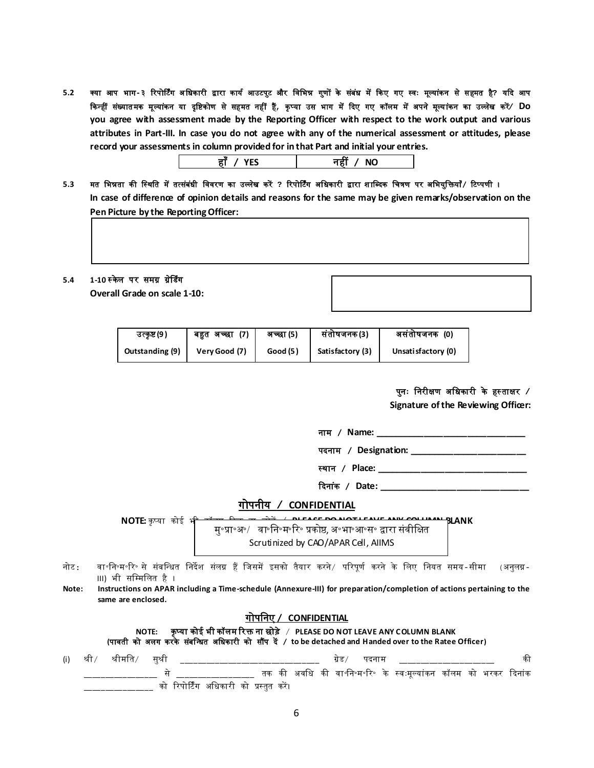**5.2** **क्या आप भाग-३ रिपोर्टिंग अधिकारी द्वारा कार्य आउटपुट और विभिन्न गुणों के संबंध में किए गए स्वः मूल्यांकन से सहमत है? यदि आप किन्हीं संख्यातमक मूल्यांकन या दृष्टिकोण से सहमत नहीं हैं, कृप्या उस भाग में दिए गए कॉलम में अपने मूल्यांकन का उल्लेख करें/ Do you agree with assessment made by the Reporting Officer with respect to the work output and various attributes in Part-III. In case you do not agree with any of the numerical assessment or attitudes, please record your assessments in column provided for in that Part and initial your entries.**

| हाँ / YES | नहीं / NO |
|---|---|

**5.3** **मत भिन्नता की स्थिति में तत्संबंधी विवरण का उल्लेख करें ? रिपोर्टिंग अधिकारी द्वारा शाब्दिक चित्रण पर अभियुक्तियाँ/ टिप्पणी ।**
**In case of difference of opinion details and reasons for the same may be given remarks/observation on the Pen Picture by the Reporting Officer:**

| |
|---|
| |

**5.4** **1-10 स्केल पर समग्र ग्रेडिंग**
**Overall Grade on scale 1-10:**

| उत्कृष्ट (9) | बहुत अच्छा (7) | अच्छा (5) | संतोषजनक (3) | असंतोषजनक (0) |
|---|---|---|---|---|
| Outstanding (9) | Very Good (7) | Good (5) | Satisfactory (3) | Unsatisfactory (0) |

**पुनः निरीक्षण अधिकारी के हस्ताक्षर / Signature of the Reviewing Officer:**

**नाम / Name:** ______________________________

**पदनाम / Designation:** ______________________________

**स्थान / Place:** ______________________________

**दिनांक / Date:** ______________________________

## गोपनीय / CONFIDENTIAL

**NOTE:** कृप्या कोई भी कॉलम रिक्त ना छोड़ें / **PLEASE DO NOT LEAVE ANY COLUMN BLANK**

मु॰प्रा॰अ॰/ वा॰नि॰म॰रि॰ प्रकोष्ठ, अ॰भा॰आ॰स॰ द्वारा संवीक्षित
Scrutinized by CAO/APAR Cell, AIIMS

नोट: वा॰नि॰म॰रि॰ से संबन्धित निर्देश संलग्न हैं जिसमें इसको तैयार करने/ परिपूर्ण करने के लिए नियत समय-सीमा (अनुलग्न-III) भी सम्मिलित है ।

**Note: Instructions on APAR including a Time-schedule (Annexure-III) for preparation/completion of actions pertaining to the same are enclosed.**

## गोपनिए / CONFIDENTIAL

**NOTE: कृप्या कोई भी कॉलम रिक्त ना छोड़े / PLEASE DO NOT LEAVE ANY COLUMN BLANK**
**(पावती को अलग करके संबन्धित अधिकारी को सौंप दें / to be detached and Handed over to the Ratee Officer)**

(i) श्री/ श्रीमति/ सुश्री ______________________________ ग्रेड/ पदनाम ____________________ की ________________ से ________________ तक की अवधि की वा॰नि॰म॰रि॰ के स्वःमूल्यांकन कॉलम को भरकर दिनांक ________________ को रिपोर्टिंग अधिकारी को प्रस्तुत करें।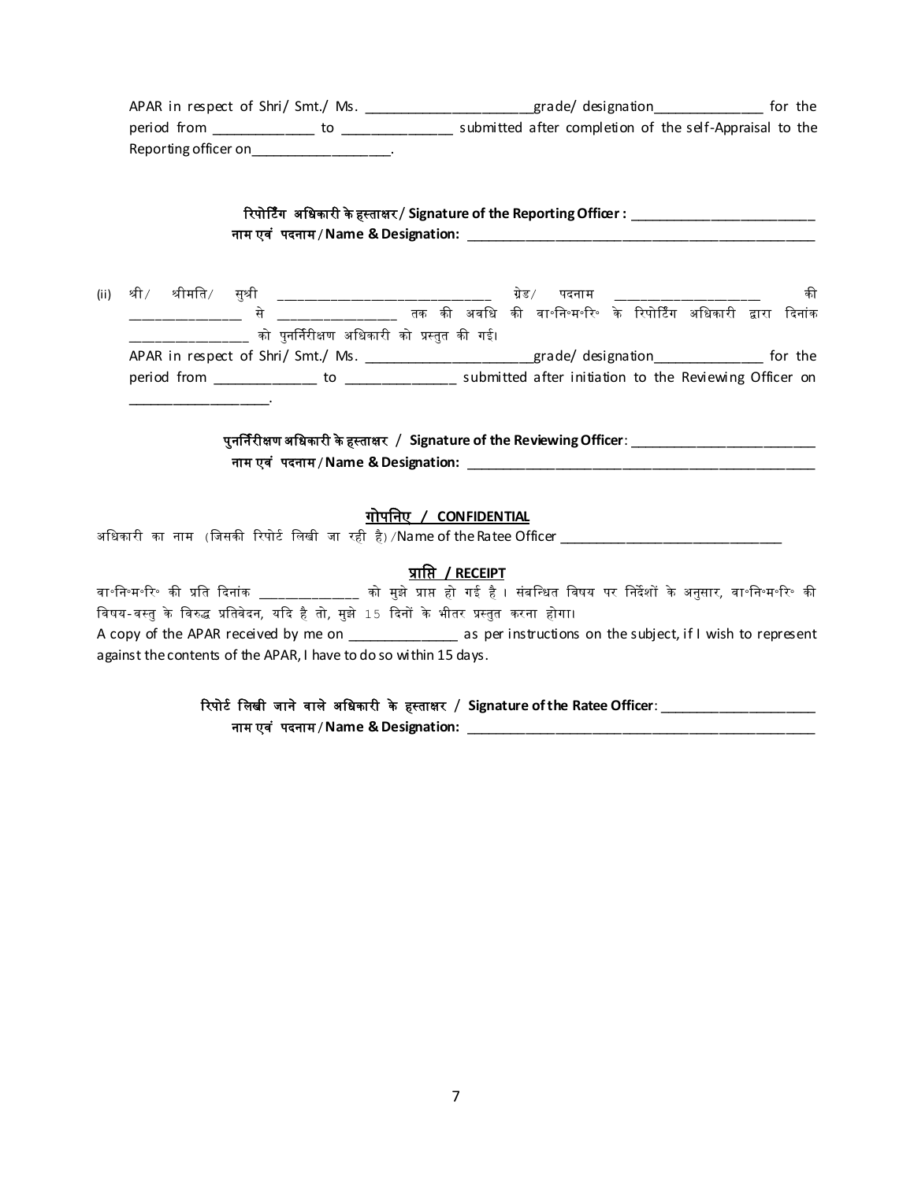APAR in respect of Shri/ Smt./ Ms. ______________________grade/ designation______________ for the period from _____________ to ______________ submitted after completion of the self-Appraisal to the Reporting officer on__________________.

**रिपोर्टिंग अधिकारी के हस्ताक्षर / Signature of the Reporting Officer :** ________________________

**नाम एवं पदनाम / Name & Designation:** ______________________________________________

(ii) श्री / श्रीमति / सुश्री ______________________________ ग्रेड / पदनाम ____________________ की _______________ से ________________ तक की अवधि की वा॰नि॰म॰रि॰ के रिपोर्टिंग अधिकारी द्वारा दिनांक ________________ को पुनर्निरीक्षण अधिकारी को प्रस्तुत की गई।

APAR in respect of Shri/ Smt./ Ms. ______________________grade/ designation______________ for the period from _____________ to ______________ submitted after initiation to the Reviewing Officer on __________________.

**पुनर्निरीक्षण अधिकारी के हस्ताक्षर / Signature of the Reviewing Officer**: ________________________

**नाम एवं पदनाम / Name & Designation:** ______________________________________________

## गोपनिए / CONFIDENTIAL

अधिकारी का नाम (जिसकी रिपोर्ट लिखी जा रही है) / Name of the Ratee Officer ______________________________

## प्राप्ति / RECEIPT

वा॰नि॰म॰रि॰ की प्रति दिनांक _____________ को मुझे प्राप्त हो गई है। संबन्धित विषय पर निर्देशों के अनुसार, वा॰नि॰म॰रि॰ की विषय-वस्तु के विरुद्ध प्रतिवेदन, यदि है तो, मुझे 15 दिनों के भीतर प्रस्तुत करना होगा।

A copy of the APAR received by me on ______________ as per instructions on the subject, if I wish to represent against the contents of the APAR, I have to do so within 15 days.

**रिपोर्ट लिखी जाने वाले अधिकारी के हस्ताक्षर / Signature of the Ratee Officer**: ____________________

**नाम एवं पदनाम / Name & Designation:** ______________________________________________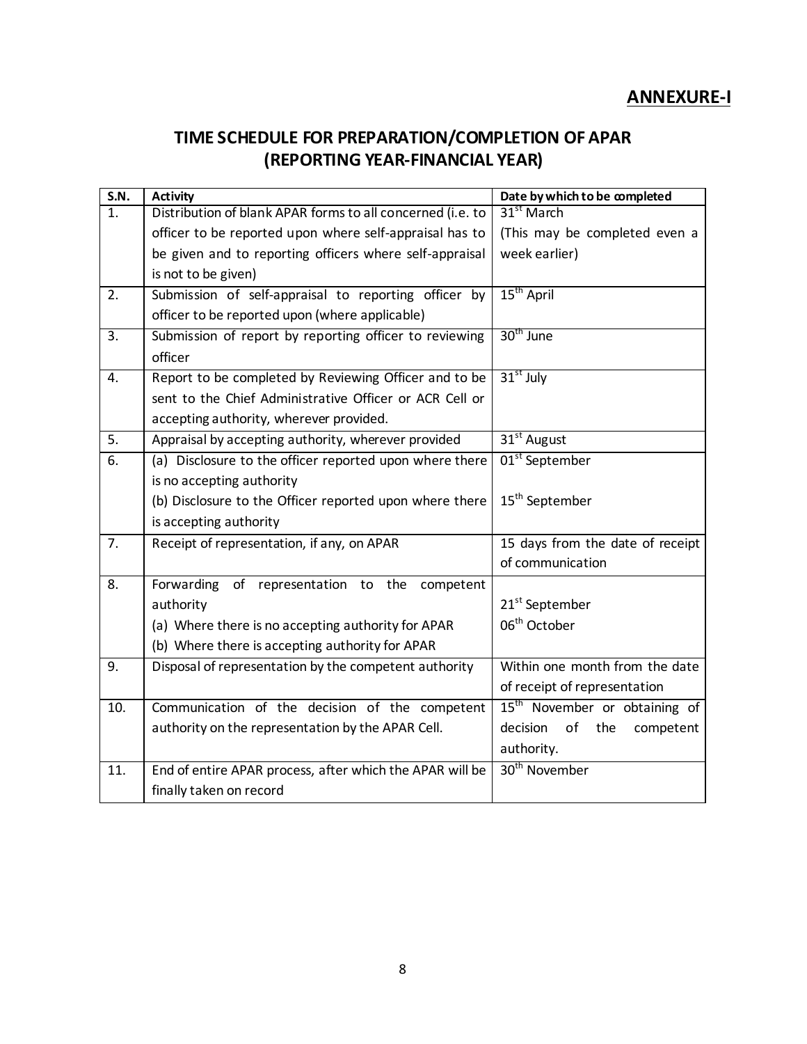**ANNEXURE-I**

## TIME SCHEDULE FOR PREPARATION/COMPLETION OF APAR (REPORTING YEAR-FINANCIAL YEAR)

| S.N. | Activity | Date by which to be completed |
|---|---|---|
| 1. | Distribution of blank APAR forms to all concerned (i.e. to officer to be reported upon where self-appraisal has to be given and to reporting officers where self-appraisal is not to be given) | 31st March (This may be completed even a week earlier) |
| 2. | Submission of self-appraisal to reporting officer by officer to be reported upon (where applicable) | 15th April |
| 3. | Submission of report by reporting officer to reviewing officer | 30th June |
| 4. | Report to be completed by Reviewing Officer and to be sent to the Chief Administrative Officer or ACR Cell or accepting authority, wherever provided. | 31st July |
| 5. | Appraisal by accepting authority, wherever provided | 31st August |
| 6. | (a) Disclosure to the officer reported upon where there is no accepting authority<br>(b) Disclosure to the Officer reported upon where there is accepting authority | 01st September<br>15th September |
| 7. | Receipt of representation, if any, on APAR | 15 days from the date of receipt of communication |
| 8. | Forwarding of representation to the competent authority<br>(a) Where there is no accepting authority for APAR<br>(b) Where there is accepting authority for APAR | <br>21st September<br>06th October |
| 9. | Disposal of representation by the competent authority | Within one month from the date of receipt of representation |
| 10. | Communication of the decision of the competent authority on the representation by the APAR Cell. | 15th November or obtaining of decision of the competent authority. |
| 11. | End of entire APAR process, after which the APAR will be finally taken on record | 30th November |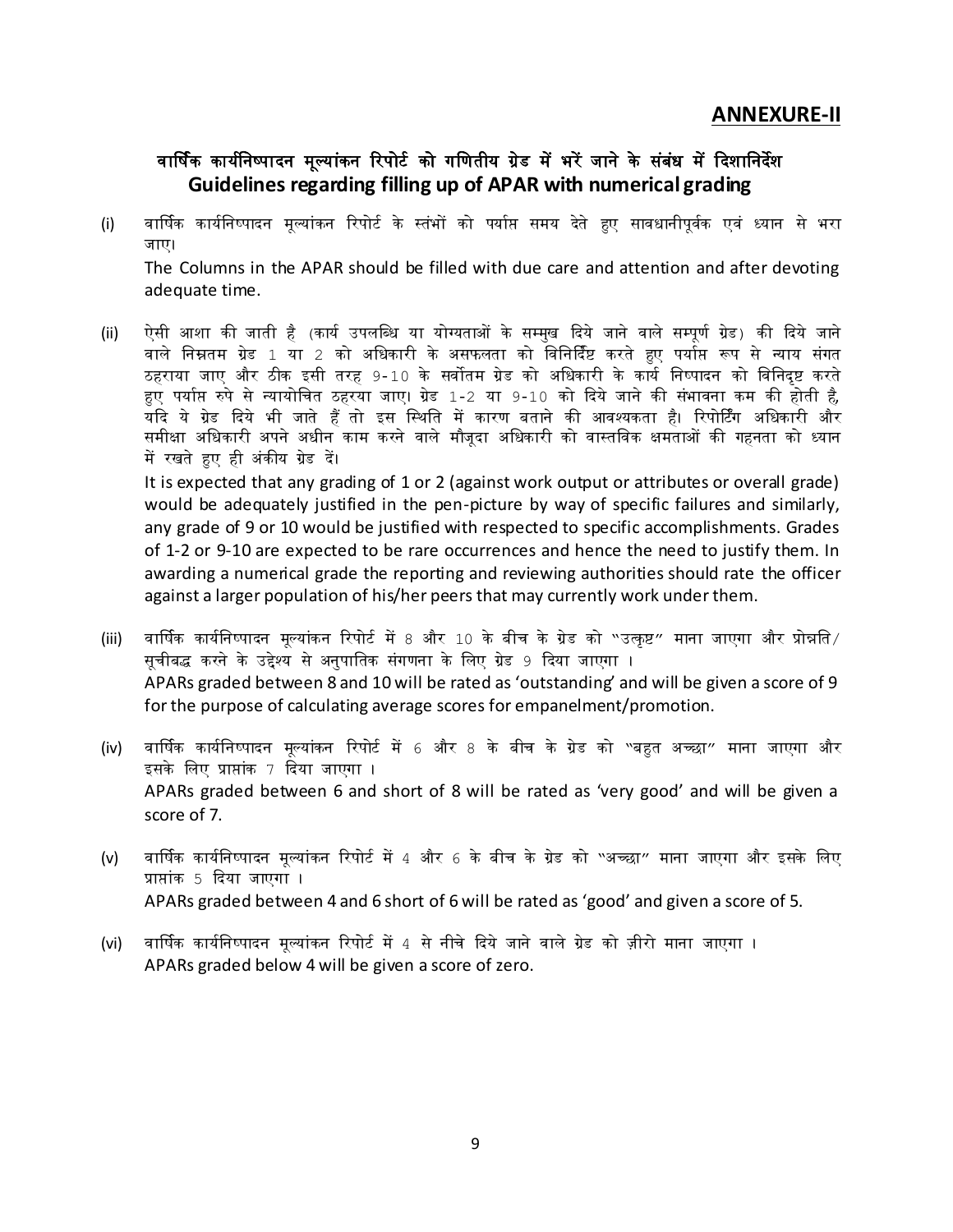**ANNEXURE-II**

## वार्षिक कार्यनिष्पादन मूल्यांकन रिपोर्ट को गणितीय ग्रेड में भरें जाने के संबंध में दिशानिर्देश
## Guidelines regarding filling up of APAR with numerical grading

(i) वार्षिक कार्यनिष्पादन मूल्यांकन रिपोर्ट के स्तंभों को पर्याप्त समय देते हुए सावधानीपूर्वक एवं ध्यान से भरा जाए।

The Columns in the APAR should be filled with due care and attention and after devoting adequate time.

(ii) ऐसी आशा की जाती है (कार्य उपलब्धि या योग्यताओं के सम्मुख दिये जाने वाले सम्पूर्ण ग्रेड) की दिये जाने वाले निम्नतम ग्रेड 1 या 2 को अधिकारी के असफलता को विनिर्दिष्ट करते हुए पर्याप्त रूप से न्याय संगत ठहराया जाए और ठीक इसी तरह 9-10 के सर्वोतम ग्रेड को अधिकारी के कार्य निष्पादन को विनिदृष्ट करते हुए पर्याप्त रुपे से न्यायोचित ठहरया जाए। ग्रेड 1-2 या 9-10 को दिये जाने की संभावना कम की होती है, यदि ये ग्रेड दिये भी जाते हैं तो इस स्थिति में कारण बताने की आवश्यकता है। रिपोर्टिंग अधिकारी और समीक्षा अधिकारी अपने अधीन काम करने वाले मौजूदा अधिकारी को वास्तविक क्षमताओं की गहनता को ध्यान में रखते हुए ही अंकीय ग्रेड दें।

It is expected that any grading of 1 or 2 (against work output or attributes or overall grade) would be adequately justified in the pen-picture by way of specific failures and similarly, any grade of 9 or 10 would be justified with respected to specific accomplishments. Grades of 1-2 or 9-10 are expected to be rare occurrences and hence the need to justify them. In awarding a numerical grade the reporting and reviewing authorities should rate the officer against a larger population of his/her peers that may currently work under them.

(iii) वार्षिक कार्यनिष्पादन मूल्यांकन रिपोर्ट में 8 और 10 के बीच के ग्रेड को "उत्कृष्ट" माना जाएगा और प्रोन्नति/सूचीबद्ध करने के उद्देश्य से अनुपातिक संगणना के लिए ग्रेड 9 दिया जाएगा ।

APARs graded between 8 and 10 will be rated as 'outstanding' and will be given a score of 9 for the purpose of calculating average scores for empanelment/promotion.

(iv) वार्षिक कार्यनिष्पादन मूल्यांकन रिपोर्ट में 6 और 8 के बीच के ग्रेड को "बहुत अच्छा" माना जाएगा और इसके लिए प्राप्तांक 7 दिया जाएगा ।

APARs graded between 6 and short of 8 will be rated as 'very good' and will be given a score of 7.

(v) वार्षिक कार्यनिष्पादन मूल्यांकन रिपोर्ट में 4 और 6 के बीच के ग्रेड को "अच्छा" माना जाएगा और इसके लिए प्राप्तांक 5 दिया जाएगा ।

APARs graded between 4 and 6 short of 6 will be rated as 'good' and given a score of 5.

(vi) वार्षिक कार्यनिष्पादन मूल्यांकन रिपोर्ट में 4 से नीचे दिये जाने वाले ग्रेड को ज़ीरो माना जाएगा ।

APARs graded below 4 will be given a score of zero.